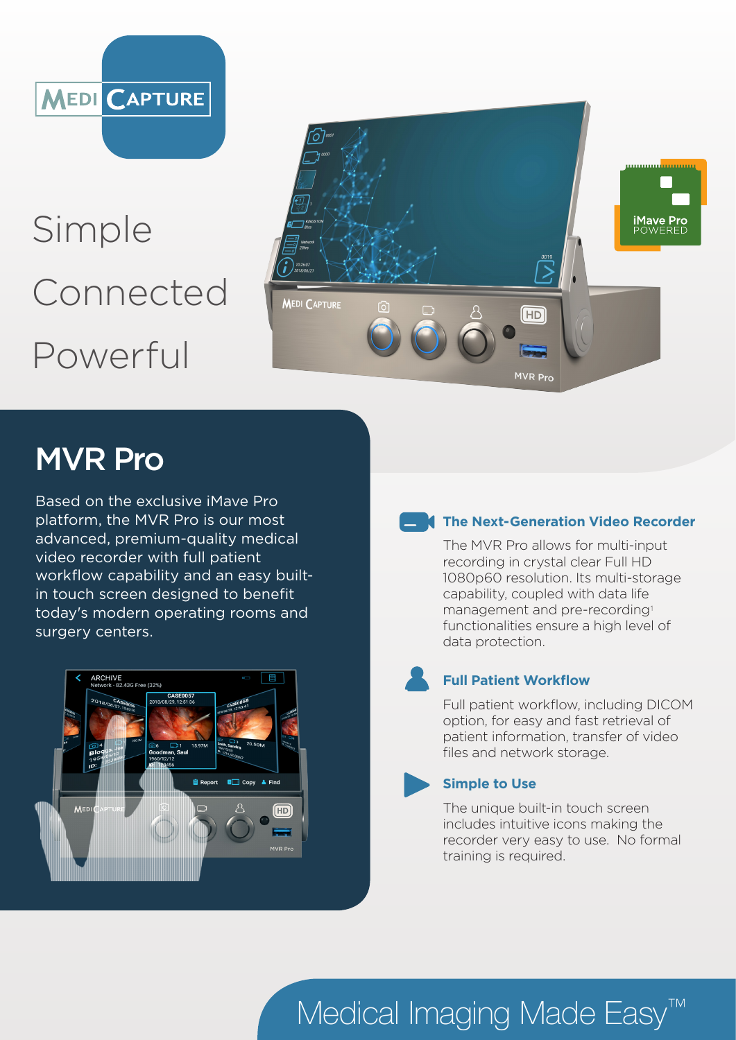MEDI CAPTURE

Simple

Connected

Powerful

## MVR Pro

Based on the exclusive iMave Pro platform, the MVR Pro is our most advanced, premium-quality medical video recorder with full patient workflow capability and an easy built-in touch screen designed to benefit today's modern operating rooms and surgery centers.

### The Next-Generation Video Recorder

The MVR Pro allows for multi-input recording in crystal clear Full HD 1080p60 resolution. Its multi-storage capability, coupled with data life management and pre-recording[1] functionalities ensure a high level of data protection.

### Full Patient Workflow

Full patient workflow, including DICOM option, for easy and fast retrieval of patient information, transfer of video files and network storage.

### Simple to Use

The unique built-in touch screen includes intuitive icons making the recorder very easy to use. No formal training is required.

Medical Imaging Made Easy™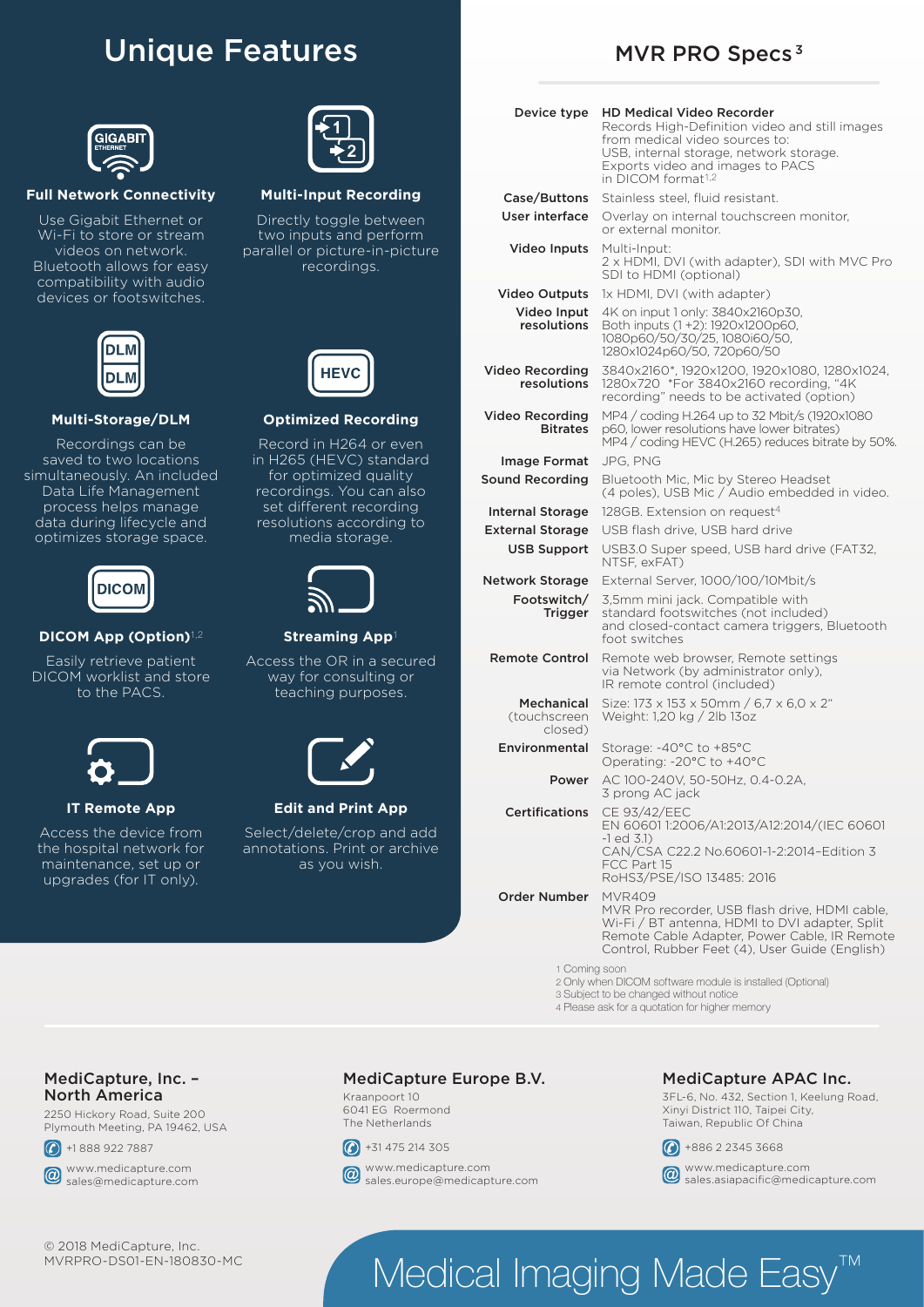# Unique Features

### Full Network Connectivity

Use Gigabit Ethernet or Wi-Fi to store or stream videos on network. Bluetooth allows for easy compatibility with audio devices or footswitches.

### Multi-Input Recording

Directly toggle between two inputs and perform parallel or picture-in-picture recordings.

### Multi-Storage/DLM

Recordings can be saved to two locations simultaneously. An included Data Life Management process helps manage data during lifecycle and optimizes storage space.

### Optimized Recording

Record in H264 or even in H265 (HEVC) standard for optimized quality recordings. You can also set different recording resolutions according to media storage.

### DICOM App (Option)[1,2]

Easily retrieve patient DICOM worklist and store to the PACS.

### Streaming App[1]

Access the OR in a secured way for consulting or teaching purposes.

### IT Remote App

Access the device from the hospital network for maintenance, set up or upgrades (for IT only).

### Edit and Print App

Select/delete/crop and add annotations. Print or archive as you wish.

# MVR PRO Specs[3]

| | |
|---|---|
| **Device type** | **HD Medical Video Recorder**<br>Records High-Definition video and still images from medical video sources to: USB, internal storage, network storage. Exports video and images to PACS in DICOM format[1,2] |
| **Case/Buttons** | Stainless steel, fluid resistant. |
| **User interface** | Overlay on internal touchscreen monitor, or external monitor. |
| **Video Inputs** | Multi-Input:<br>2 x HDMI, DVI (with adapter), SDI with MVC Pro SDI to HDMI (optional) |
| **Video Outputs** | 1x HDMI, DVI (with adapter) |
| **Video Input resolutions** | 4K on input 1 only: 3840x2160p30,<br>Both inputs (1 +2): 1920x1200p60, 1080p60/50/30/25, 1080i60/50, 1280x1024p60/50, 720p60/50 |
| **Video Recording resolutions** | 3840x2160*, 1920x1200, 1920x1080, 1280x1024, 1280x720 *For 3840x2160 recording, "4K recording" needs to be activated (option) |
| **Video Recording Bitrates** | MP4 / coding H.264 up to 32 Mbit/s (1920x1080 p60, lower resolutions have lower bitrates)<br>MP4 / coding HEVC (H.265) reduces bitrate by 50%. |
| **Image Format** | JPG, PNG |
| **Sound Recording** | Bluetooth Mic, Mic by Stereo Headset (4 poles), USB Mic / Audio embedded in video. |
| **Internal Storage** | 128GB. Extension on request[4] |
| **External Storage** | USB flash drive, USB hard drive |
| **USB Support** | USB3.0 Super speed, USB hard drive (FAT32, NTSF, exFAT) |
| **Network Storage** | External Server, 1000/100/10Mbit/s |
| **Footswitch/ Trigger** | 3,5mm mini jack. Compatible with standard footswitches (not included) and closed-contact camera triggers, Bluetooth foot switches |
| **Remote Control** | Remote web browser, Remote settings via Network (by administrator only), IR remote control (included) |
| **Mechanical** (touchscreen closed) | Size: 173 x 153 x 50mm / 6,7 x 6,0 x 2"<br>Weight: 1,20 kg / 2lb 13oz |
| **Environmental** | Storage: -40°C to +85°C<br>Operating: -20°C to +40°C |
| **Power** | AC 100-240V, 50-50Hz, 0.4-0.2A, 3 prong AC jack |
| **Certifications** | CE 93/42/EEC<br>EN 60601 1:2006/A1:2013/A12:2014/(IEC 60601 -1 ed 3.1)<br>CAN/CSA C22.2 No.60601-1-2:2014–Edition 3<br>FCC Part 15<br>RoHS3/PSE/ISO 13485: 2016 |
| **Order Number** | MVR409<br>MVR Pro recorder, USB flash drive, HDMI cable, Wi-Fi / BT antenna, HDMI to DVI adapter, Split Remote Cable Adapter, Power Cable, IR Remote Control, Rubber Feet (4), User Guide (English) |

1 Coming soon
2 Only when DICOM software module is installed (Optional)
3 Subject to be changed without notice
4 Please ask for a quotation for higher memory

### MediCapture, Inc. – North America

2250 Hickory Road, Suite 200
Plymouth Meeting, PA 19462, USA
+1 888 922 7887
www.medicapture.com
sales@medicapture.com

### MediCapture Europe B.V.

Kraanpoort 10
6041 EG Roermond
The Netherlands
+31 475 214 305
www.medicapture.com
sales.europe@medicapture.com

### MediCapture APAC Inc.

3FL-6, No. 432, Section 1, Keelung Road, Xinyi District 110, Taipei City, Taiwan, Republic Of China
+886 2 2345 3668
www.medicapture.com
sales.asiapacific@medicapture.com

© 2018 MediCapture, Inc.
MVRPRO-DS01-EN-180830-MC

Medical Imaging Made Easy™